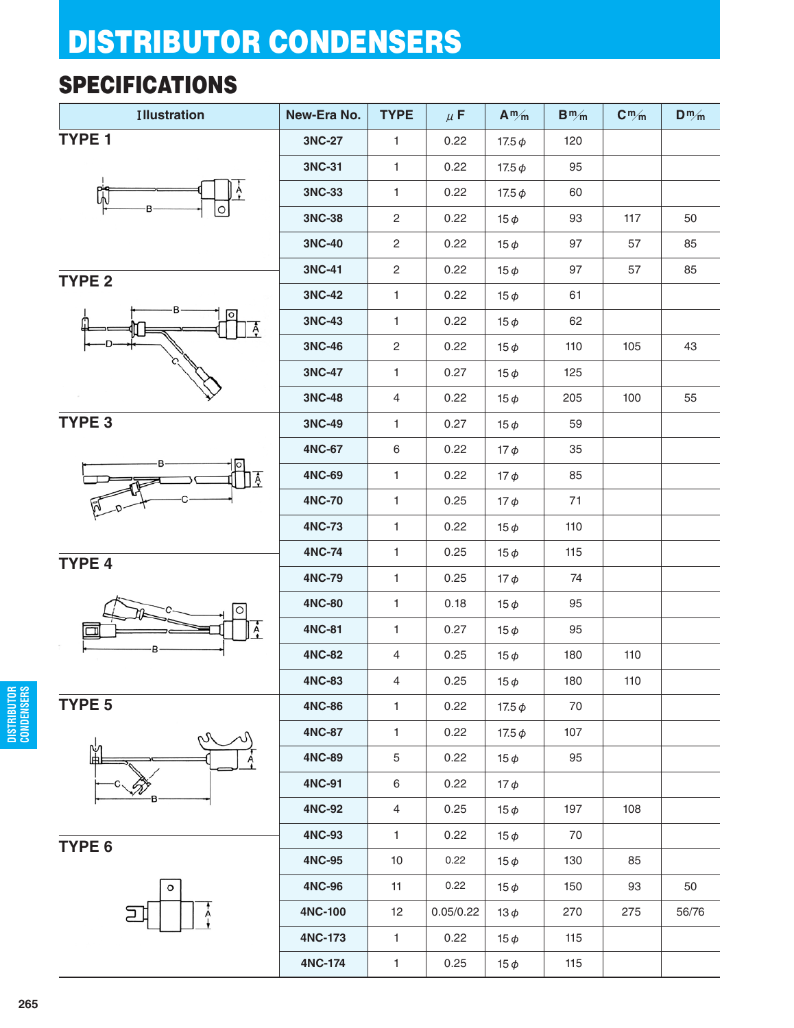# DISTRIBUTOR CONDENSERS

## SPECIFICATIONS

| Illustration | New-Era No. | TYPE | μF | A m/m | B m/m | C m/m | D m/m |
|---|---|---|---|---|---|---|---|
| TYPE 1 | 3NC-27 | 1 | 0.22 | 17.5 φ | 120 | | |
| | 3NC-31 | 1 | 0.22 | 17.5 φ | 95 | | |
| | 3NC-33 | 1 | 0.22 | 17.5 φ | 60 | | |
| | 3NC-38 | 2 | 0.22 | 15 φ | 93 | 117 | 50 |
| | 3NC-40 | 2 | 0.22 | 15 φ | 97 | 57 | 85 |
| TYPE 2 | 3NC-41 | 2 | 0.22 | 15 φ | 97 | 57 | 85 |
| | 3NC-42 | 1 | 0.22 | 15 φ | 61 | | |
| | 3NC-43 | 1 | 0.22 | 15 φ | 62 | | |
| | 3NC-46 | 2 | 0.22 | 15 φ | 110 | 105 | 43 |
| | 3NC-47 | 1 | 0.27 | 15 φ | 125 | | |
| | 3NC-48 | 4 | 0.22 | 15 φ | 205 | 100 | 55 |
| TYPE 3 | 3NC-49 | 1 | 0.27 | 15 φ | 59 | | |
| | 4NC-67 | 6 | 0.22 | 17 φ | 35 | | |
| | 4NC-69 | 1 | 0.22 | 17 φ | 85 | | |
| | 4NC-70 | 1 | 0.25 | 17 φ | 71 | | |
| | 4NC-73 | 1 | 0.22 | 15 φ | 110 | | |
| TYPE 4 | 4NC-74 | 1 | 0.25 | 15 φ | 115 | | |
| | 4NC-79 | 1 | 0.25 | 17 φ | 74 | | |
| | 4NC-80 | 1 | 0.18 | 15 φ | 95 | | |
| | 4NC-81 | 1 | 0.27 | 15 φ | 95 | | |
| | 4NC-82 | 4 | 0.25 | 15 φ | 180 | 110 | |
| | 4NC-83 | 4 | 0.25 | 15 φ | 180 | 110 | |
| TYPE 5 | 4NC-86 | 1 | 0.22 | 17.5 φ | 70 | | |
| | 4NC-87 | 1 | 0.22 | 17.5 φ | 107 | | |
| | 4NC-89 | 5 | 0.22 | 15 φ | 95 | | |
| | 4NC-91 | 6 | 0.22 | 17 φ | | | |
| | 4NC-92 | 4 | 0.25 | 15 φ | 197 | 108 | |
| TYPE 6 | 4NC-93 | 1 | 0.22 | 15 φ | 70 | | |
| | 4NC-95 | 10 | 0.22 | 15 φ | 130 | 85 | |
| | 4NC-96 | 11 | 0.22 | 15 φ | 150 | 93 | 50 |
| | 4NC-100 | 12 | 0.05/0.22 | 13 φ | 270 | 275 | 56/76 |
| | 4NC-173 | 1 | 0.22 | 15 φ | 115 | | |
| | 4NC-174 | 1 | 0.25 | 15 φ | 115 | | |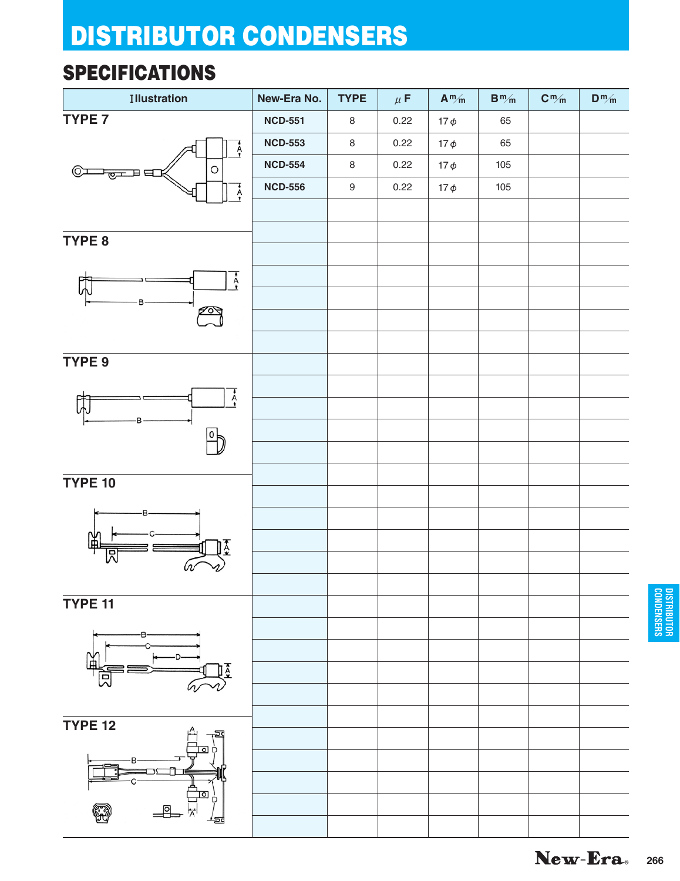# DISTRIBUTOR CONDENSERS

## SPECIFICATIONS

| Illustration | New-Era No. | TYPE | μF | A m/m | B m/m | C m/m | D m/m |
|---|---|---|---|---|---|---|---|
| TYPE 7 | NCD-551 | 8 | 0.22 | 17 φ | 65 | | |
| | NCD-553 | 8 | 0.22 | 17 φ | 65 | | |
| | NCD-554 | 8 | 0.22 | 17 φ | 105 | | |
| | NCD-556 | 9 | 0.22 | 17 φ | 105 | | |
| TYPE 8 | | | | | | | |
| TYPE 9 | | | | | | | |
| TYPE 10 | | | | | | | |
| TYPE 11 | | | | | | | |
| TYPE 12 | | | | | | | |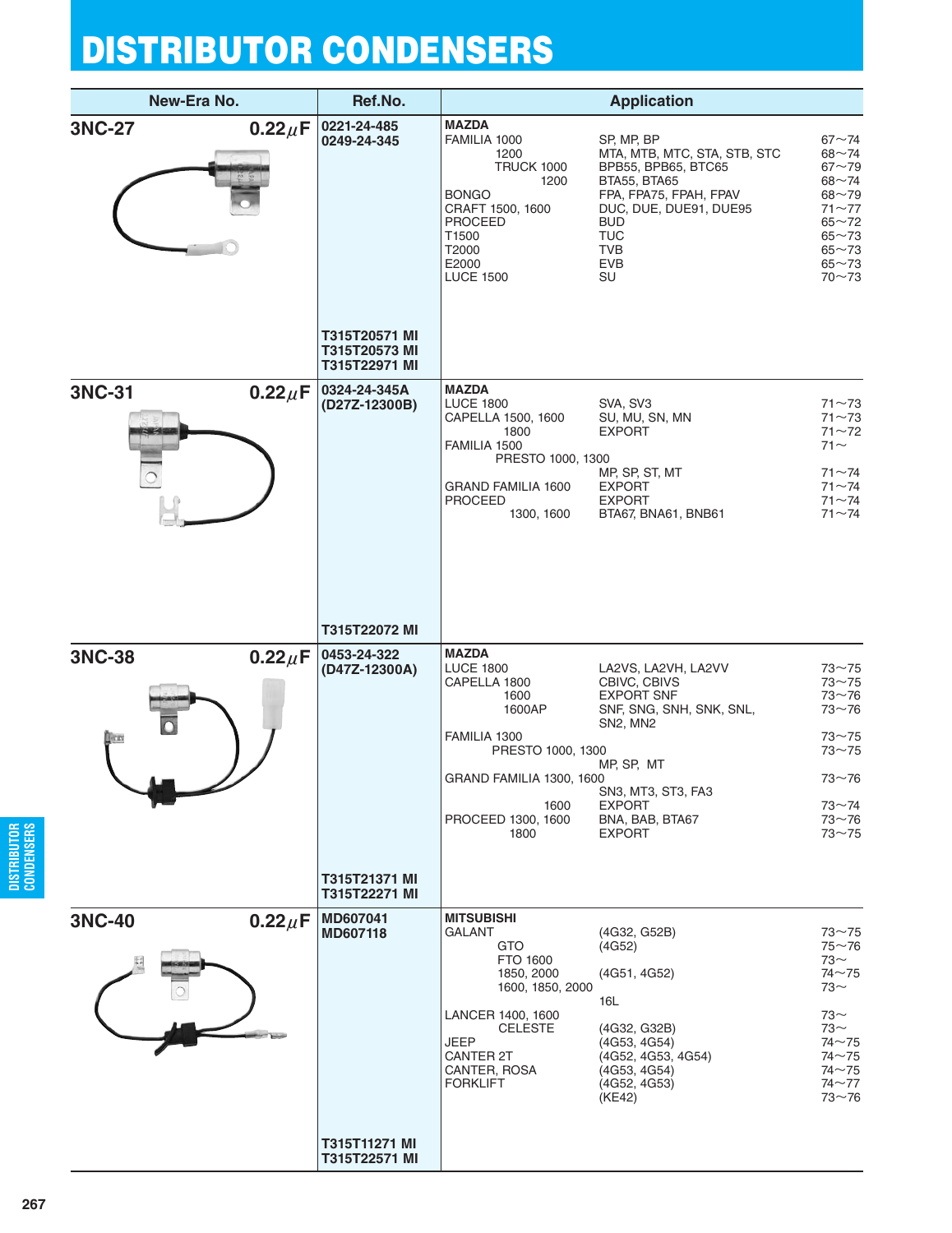# DISTRIBUTOR CONDENSERS

| New-Era No. | | Ref.No. | Application | | |
|---|---|---|---|---|---|
| **3NC-27** | **0.22$\mu$F** | **0221-24-485**<br>**0249-24-345**<br><br>**T315T20571 MI**<br>**T315T20573 MI**<br>**T315T22971 MI** | **MAZDA** | | |
| | | | FAMILIA 1000 | SP, MP, BP | 67~74 |
| | | | 1200 | MTA, MTB, MTC, STA, STB, STC | 68~74 |
| | | | TRUCK 1000 | BPB55, BPB65, BTC65 | 67~79 |
| | | | 1200 | BTA55, BTA65 | 68~74 |
| | | | BONGO | FPA, FPA75, FPAH, FPAV | 68~79 |
| | | | CRAFT 1500, 1600 | DUC, DUE, DUE91, DUE95 | 71~77 |
| | | | PROCEED | BUD | 65~72 |
| | | | T1500 | TUC | 65~73 |
| | | | T2000 | TVB | 65~73 |
| | | | E2000 | EVB | 65~73 |
| | | | LUCE 1500 | SU | 70~73 |
| **3NC-31** | **0.22$\mu$F** | **0324-24-345A**<br>**(D27Z-12300B)**<br><br>**T315T22072 MI** | **MAZDA** | | |
| | | | LUCE 1800 | SVA, SV3 | 71~73 |
| | | | CAPELLA 1500, 1600 | SU, MU, SN, MN | 71~73 |
| | | | 1800 | EXPORT | 71~72 |
| | | | FAMILIA 1500 | | 71~ |
| | | | PRESTO 1000, 1300 | MP, SP, ST, MT | 71~74 |
| | | | GRAND FAMILIA 1600 | EXPORT | 71~74 |
| | | | PROCEED | EXPORT | 71~74 |
| | | | 1300, 1600 | BTA67, BNA61, BNB61 | 71~74 |
| **3NC-38** | **0.22$\mu$F** | **0453-24-322**<br>**(D47Z-12300A)**<br><br>**T315T21371 MI**<br>**T315T22271 MI** | **MAZDA** | | |
| | | | LUCE 1800 | LA2VS, LA2VH, LA2VV | 73~75 |
| | | | CAPELLA 1800 | CBIVC, CBIVS | 73~75 |
| | | | 1600 | EXPORT SNF | 73~76 |
| | | | 1600AP | SNF, SNG, SNH, SNK, SNL, SN2, MN2 | 73~76 |
| | | | FAMILIA 1300 | | 73~75 |
| | | | PRESTO 1000, 1300 | MP, SP, MT | 73~75 |
| | | | GRAND FAMILIA 1300, 1600 | SN3, MT3, ST3, FA3 | 73~76 |
| | | | 1600 | EXPORT | 73~74 |
| | | | PROCEED 1300, 1600 | BNA, BAB, BTA67 | 73~76 |
| | | | 1800 | EXPORT | 73~75 |
| **3NC-40** | **0.22$\mu$F** | **MD607041**<br>**MD607118**<br><br>**T315T11271 MI**<br>**T315T22571 MI** | **MITSUBISHI** | | |
| | | | GALANT | (4G32, G52B) | 73~75 |
| | | | GTO | (4G52) | 75~76 |
| | | | FTO 1600 | | 73~ |
| | | | 1850, 2000 | (4G51, 4G52) | 74~75 |
| | | | 1600, 1850, 2000 | 16L | 73~ |
| | | | LANCER 1400, 1600 | | 73~ |
| | | | CELESTE | (4G32, G32B) | 73~ |
| | | | JEEP | (4G53, 4G54) | 74~75 |
| | | | CANTER 2T | (4G52, 4G53, 4G54) | 74~75 |
| | | | CANTER, ROSA | (4G53, 4G54) | 74~75 |
| | | | FORKLIFT | (4G52, 4G53) | 74~77 |
| | | | | (KE42) | 73~76 |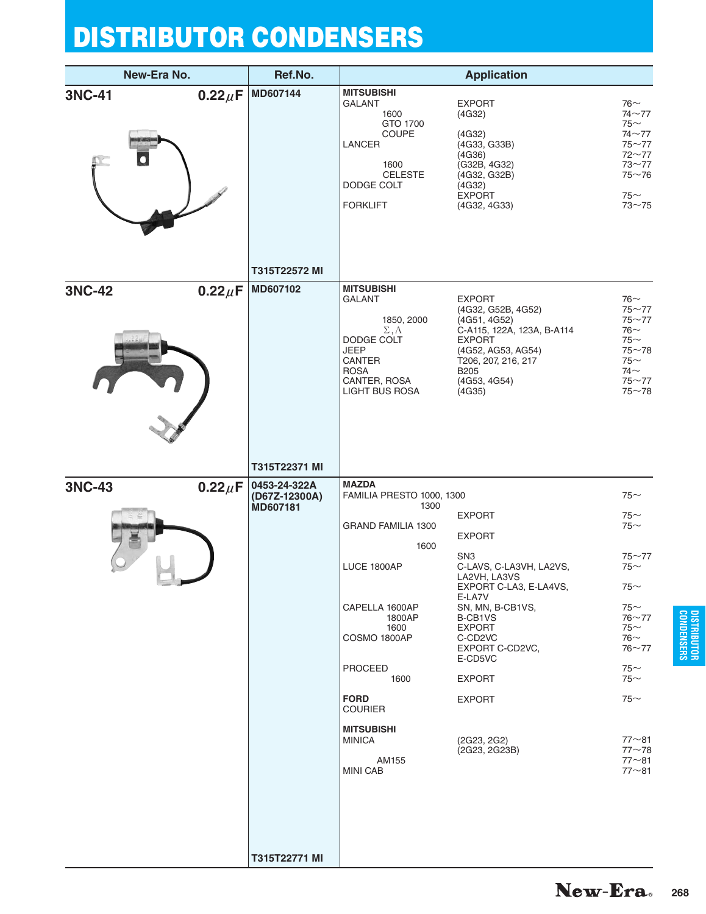# DISTRIBUTOR CONDENSERS

| New-Era No. | | Ref.No. | Application | | |
|---|---|---|---|---|---|
| **3NC-41** | **0.22$\mu$F** | **MD607144** | **MITSUBISHI** | | |
| | | | GALANT | EXPORT | 76~ |
| | | | 1600 | (4G32) | 74~77 |
| | | | GTO 1700 | | 75~ |
| | | | COUPE | (4G32) | 74~77 |
| | | | LANCER | (4G33, G33B) | 75~77 |
| | | | | (4G36) | 72~77 |
| | | | 1600 | (G32B, 4G32) | 73~77 |
| | | | CELESTE | (4G32, G32B) | 75~76 |
| | | | DODGE COLT | (4G32) | |
| | | | | EXPORT | 75~ |
| | | | FORKLIFT | (4G32, 4G33) | 73~75 |
| | | **T315T22572 MI** | | | |
| **3NC-42** | **0.22$\mu$F** | **MD607102** | **MITSUBISHI** | | |
| | | | GALANT | EXPORT | 76~ |
| | | | | (4G32, G52B, 4G52) | 75~77 |
| | | | 1850, 2000 | (4G51, 4G52) | 75~77 |
| | | | $\Sigma, \Lambda$ | C-A115, 122A, 123A, B-A114 | 76~ |
| | | | DODGE COLT | EXPORT | 75~ |
| | | | JEEP | (4G52, AG53, AG54) | 75~78 |
| | | | CANTER | T206, 207, 216, 217 | 75~ |
| | | | ROSA | B205 | 74~ |
| | | | CANTER, ROSA | (4G53, 4G54) | 75~77 |
| | | | LIGHT BUS ROSA | (4G35) | 75~78 |
| | | **T315T22371 MI** | | | |
| **3NC-43** | **0.22$\mu$F** | **0453-24-322A** | **MAZDA** | | |
| | | **(D67Z-12300A)** | FAMILIA PRESTO 1000, 1300 | | 75~ |
| | | **MD607181** | 1300 | | |
| | | | | EXPORT | 75~ |
| | | | GRAND FAMILIA 1300 | | 75~ |
| | | | | EXPORT | |
| | | | 1600 | | |
| | | | | SN3 | 75~77 |
| | | | LUCE 1800AP | C-LAVS, C-LA3VH, LA2VS, LA2VH, LA3VS | 75~ |
| | | | | EXPORT C-LA3, E-LA4VS, E-LA7V | 75~ |
| | | | CAPELLA 1600AP | SN, MN, B-CB1VS, | 75~ |
| | | | 1800AP | B-CB1VS | 76~77 |
| | | | 1600 | EXPORT | 75~ |
| | | | COSMO 1800AP | C-CD2VC | 76~ |
| | | | | EXPORT C-CD2VC, E-CD5VC | 76~77 |
| | | | PROCEED | | 75~ |
| | | | 1600 | EXPORT | 75~ |
| | | | **FORD** | EXPORT | 75~ |
| | | | COURIER | | |
| | | | **MITSUBISHI** | | |
| | | | MINICA | (2G23, 2G2) | 77~81 |
| | | | | (2G23, 2G23B) | 77~78 |
| | | | AM155 | | 77~81 |
| | | | MINI CAB | | 77~81 |
| | | **T315T22771 MI** | | | |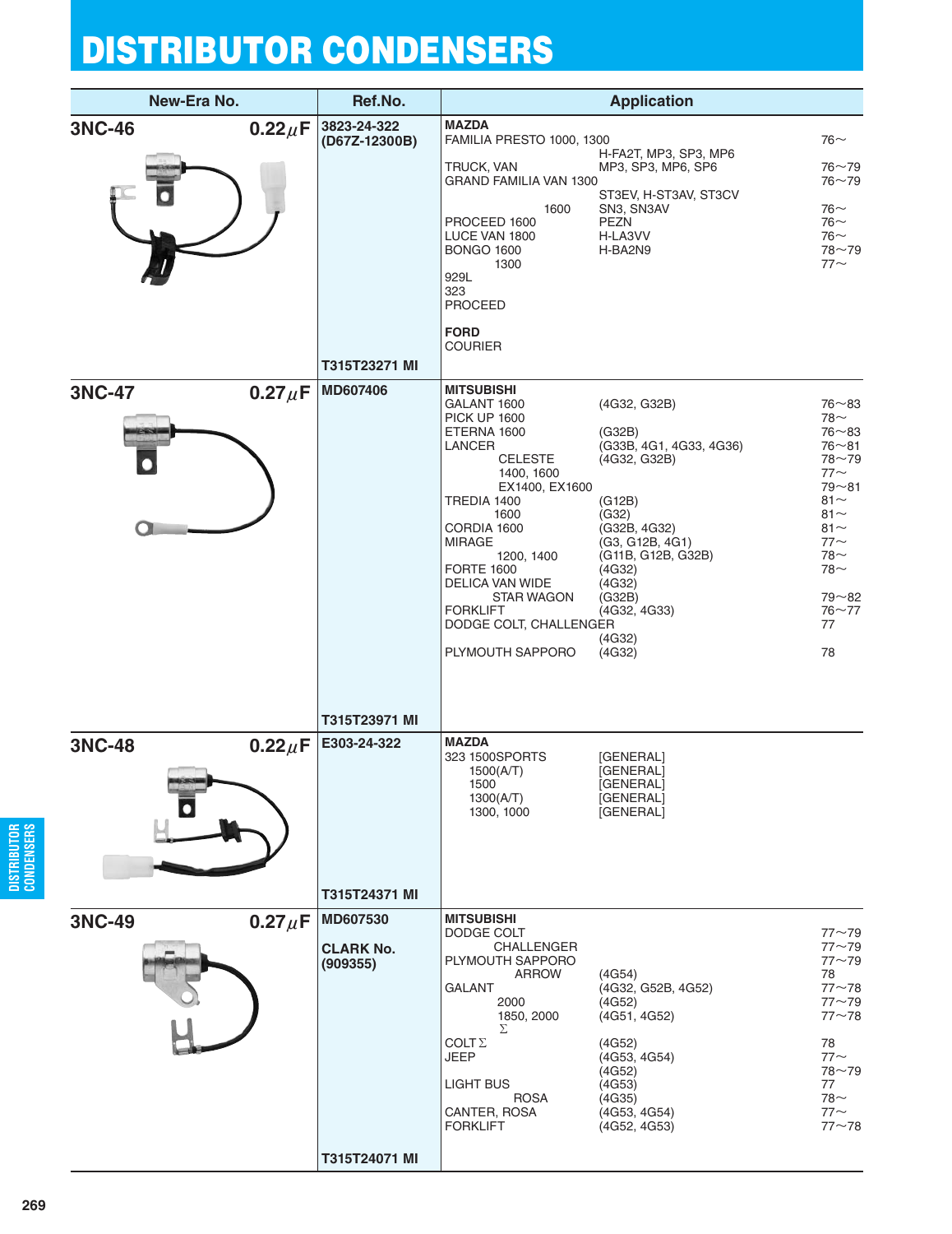# DISTRIBUTOR CONDENSERS

| New-Era No. | Ref.No. | Application | | |
|---|---|---|---|---|
| **3NC-46** 0.22$\mu$F | 3823-24-322 (D67Z-12300B) | **MAZDA** | | |
| | | FAMILIA PRESTO 1000, 1300 | | 76～ |
| | | | H-FA2T, MP3, SP3, MP6 | |
| | | TRUCK, VAN | MP3, SP3, MP6, SP6 | 76～79 |
| | | GRAND FAMILIA VAN 1300 | | 76～79 |
| | | | ST3EV, H-ST3AV, ST3CV | |
| | | 1600 | SN3, SN3AV | 76～ |
| | | PROCEED 1600 | PEZN | 76～ |
| | | LUCE VAN 1800 | H-LA3VV | 76～ |
| | | BONGO 1600 | H-BA2N9 | 78～79 |
| | | 1300 | | 77～ |
| | | 929L | | |
| | | 323 | | |
| | | PROCEED | | |
| | | **FORD** | | |
| | | COURIER | | |
| | T315T23271 MI | | | |
| **3NC-47** 0.27$\mu$F | MD607406 | **MITSUBISHI** | | |
| | | GALANT 1600 | (4G32, G32B) | 76～83 |
| | | PICK UP 1600 | | 78～ |
| | | ETERNA 1600 | (G32B) | 76～83 |
| | | LANCER | (G33B, 4G1, 4G33, 4G36) | 76～81 |
| | | CELESTE | (4G32, G32B) | 78～79 |
| | | 1400, 1600 | | 77～ |
| | | EX1400, EX1600 | | 79～81 |
| | | TREDIA 1400 | (G12B) | 81～ |
| | | 1600 | (G32) | 81～ |
| | | CORDIA 1600 | (G32B, 4G32) | 81～ |
| | | MIRAGE | (G3, G12B, 4G1) | 77～ |
| | | 1200, 1400 | (G11B, G12B, G32B) | 78～ |
| | | FORTE 1600 | (4G32) | 78～ |
| | | DELICA VAN WIDE | (4G32) | |
| | | STAR WAGON | (G32B) | 79～82 |
| | | FORKLIFT | (4G32, 4G33) | 76～77 |
| | | DODGE COLT, CHALLENGER | | 77 |
| | | | (4G32) | |
| | | PLYMOUTH SAPPORO | (4G32) | 78 |
| | T315T23971 MI | | | |
| **3NC-48** 0.22$\mu$F | E303-24-322 | **MAZDA** | | |
| | | 323 1500SPORTS | [GENERAL] | |
| | | 1500(A/T) | [GENERAL] | |
| | | 1500 | [GENERAL] | |
| | | 1300(A/T) | [GENERAL] | |
| | | 1300, 1000 | [GENERAL] | |
| | T315T24371 MI | | | |
| **3NC-49** 0.27$\mu$F | MD607530 | **MITSUBISHI** | | |
| | | DODGE COLT | | 77～79 |
| | **CLARK No. (909355)** | CHALLENGER | | 77～79 |
| | | PLYMOUTH SAPPORO | | 77～79 |
| | | ARROW | (4G54) | 78 |
| | | GALANT | (4G32, G52B, 4G52) | 77～78 |
| | | 2000 | (4G52) | 77～79 |
| | | 1850, 2000 | (4G51, 4G52) | 77～78 |
| | | Σ | | |
| | | COLT Σ | (4G52) | 78 |
| | | JEEP | (4G53, 4G54) | 77～ |
| | | | (4G52) | 78～79 |
| | | LIGHT BUS | (4G53) | 77 |
| | | ROSA | (4G35) | 78～ |
| | | CANTER, ROSA | (4G53, 4G54) | 77～ |
| | | FORKLIFT | (4G52, 4G53) | 77～78 |
| | T315T24071 MI | | | |

DISTRIBUTOR CONDENSERS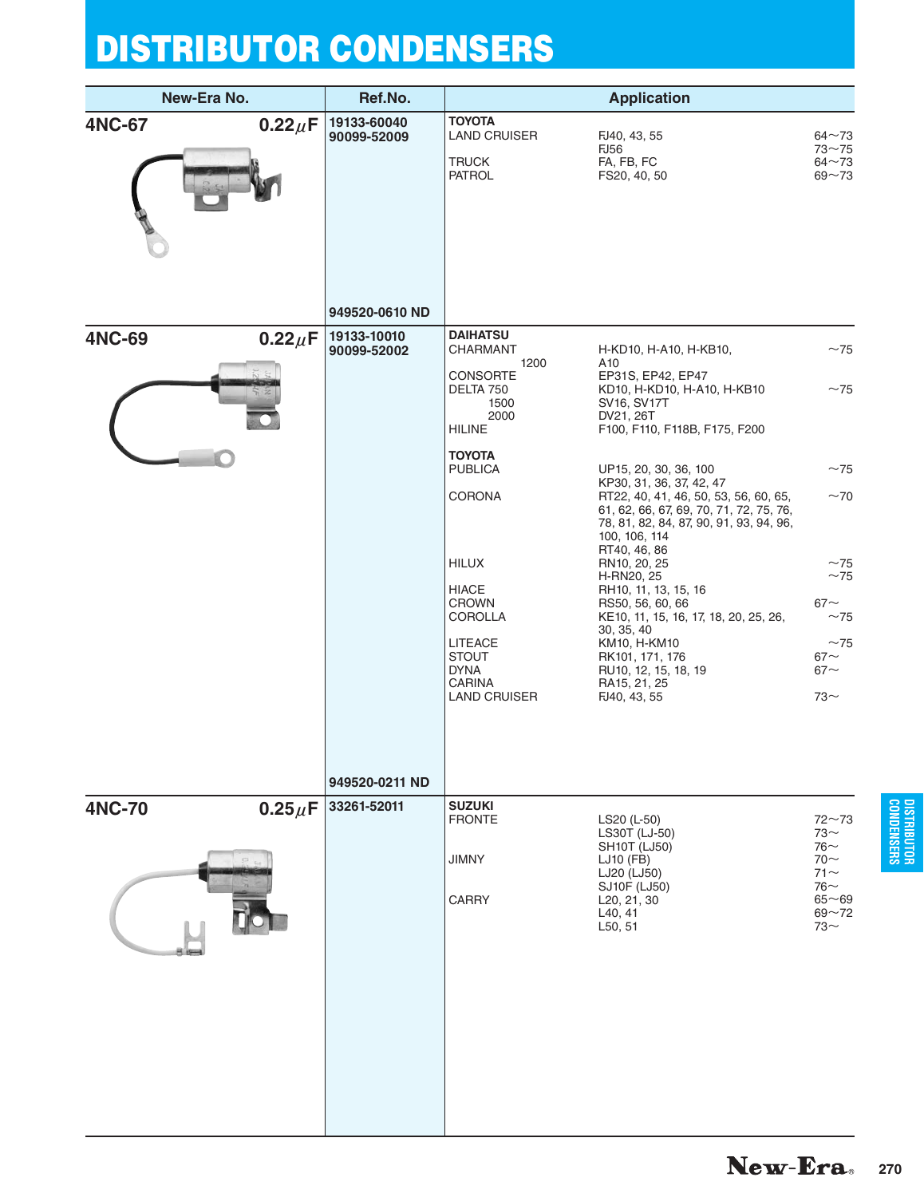# DISTRIBUTOR CONDENSERS

| New-Era No. | | Ref.No. | Application | | |
|---|---|---|---|---|---|
| **4NC-67** | **0.22μF** | **19133-60040**<br>**90099-52009**<br><br>**949520-0610 ND** | **TOYOTA** | | |
| | | | LAND CRUISER | FJ40, 43, 55 | 64~73 |
| | | | | FJ56 | 73~75 |
| | | | TRUCK | FA, FB, FC | 64~73 |
| | | | PATROL | FS20, 40, 50 | 69~73 |
| **4NC-69** | **0.22μF** | **19133-10010**<br>**90099-52002**<br><br>**949520-0211 ND** | **DAIHATSU** | | |
| | | | CHARMANT | H-KD10, H-A10, H-KB10, | ~75 |
| | | | 1200 | A10 | |
| | | | CONSORTE | EP31S, EP42, EP47 | |
| | | | DELTA 750 | KD10, H-KD10, H-A10, H-KB10 | ~75 |
| | | | 1500 | SV16, SV17T | |
| | | | 2000 | DV21, 26T | |
| | | | HILINE | F100, F110, F118B, F175, F200 | |
| | | | **TOYOTA** | | |
| | | | PUBLICA | UP15, 20, 30, 36, 100 | ~75 |
| | | | | KP30, 31, 36, 37, 42, 47 | |
| | | | CORONA | RT22, 40, 41, 46, 50, 53, 56, 60, 65, 61, 62, 66, 67, 69, 70, 71, 72, 75, 76, 78, 81, 82, 84, 87, 90, 91, 93, 94, 96, 100, 106, 114 | ~70 |
| | | | | RT40, 46, 86 | |
| | | | HILUX | RN10, 20, 25 | ~75 |
| | | | | H-RN20, 25 | ~75 |
| | | | HIACE | RH10, 11, 13, 15, 16 | |
| | | | CROWN | RS50, 56, 60, 66 | 67~ |
| | | | COROLLA | KE10, 11, 15, 16, 17, 18, 20, 25, 26, 30, 35, 40 | ~75 |
| | | | LITEACE | KM10, H-KM10 | ~75 |
| | | | STOUT | RK101, 171, 176 | 67~ |
| | | | DYNA | RU10, 12, 15, 18, 19 | 67~ |
| | | | CARINA | RA15, 21, 25 | |
| | | | LAND CRUISER | FJ40, 43, 55 | 73~ |
| **4NC-70** | **0.25μF** | **33261-52011** | **SUZUKI** | | |
| | | | FRONTE | LS20 (L-50) | 72~73 |
| | | | | LS30T (LJ-50) | 73~ |
| | | | | SH10T (LJ50) | 76~ |
| | | | JIMNY | LJ10 (FB) | 70~ |
| | | | | LJ20 (LJ50) | 71~ |
| | | | | SJ10F (LJ50) | 76~ |
| | | | CARRY | L20, 21, 30 | 65~69 |
| | | | | L40, 41 | 69~72 |
| | | | | L50, 51 | 73~ |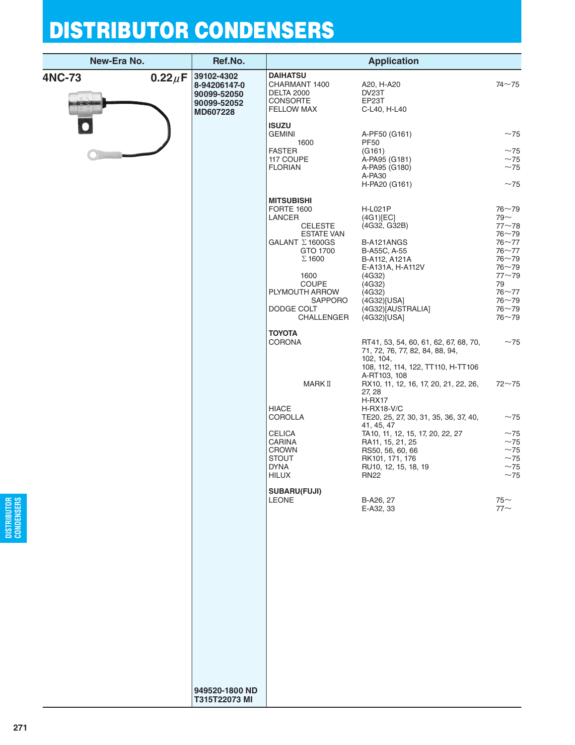# DISTRIBUTOR CONDENSERS

| New-Era No. | Ref.No. | Application | | |
|---|---|---|---|---|
| **4NC-73** **0.22$\mu$F** | **39102-4302** **8-94206147-0** **90099-52050** **90099-52052** **MD607228** | **DAIHATSU** | | |
| | | CHARMANT 1400 | A20, H-A20 | 74〜75 |
| | | DELTA 2000 | DV23T | |
| | | CONSORTE | EP23T | |
| | | FELLOW MAX | C-L40, H-L40 | |
| | | **ISUZU** | | |
| | | GEMINI | A-PF50 (G161) | 〜75 |
| | | 1600 | PF50 | |
| | | FASTER | (G161) | 〜75 |
| | | 117 COUPE | A-PA95 (G181) | 〜75 |
| | | FLORIAN | A-PA95 (G180) | 〜75 |
| | | | A-PA30 | |
| | | | H-PA20 (G161) | 〜75 |
| | | **MITSUBISHI** | | |
| | | FORTE 1600 | H-L021P | 76〜79 |
| | | LANCER | (4G1)[EC] | 79〜 |
| | | CELESTE | (4G32, G32B) | 77〜78 |
| | | ESTATE VAN | | 76〜79 |
| | | GALANT Σ1600GS | B-A121ANGS | 76〜77 |
| | | GTO 1700 | B-A55C, A-55 | 76〜77 |
| | | Σ1600 | B-A112, A121A | 76〜79 |
| | | | E-A131A, H-A112V | 76〜79 |
| | | 1600 | (4G32) | 77〜79 |
| | | COUPE | (4G32) | 79 |
| | | PLYMOUTH ARROW | (4G32) | 76〜77 |
| | | SAPPORO | (4G32)[USA] | 76〜79 |
| | | DODGE COLT | (4G32)[AUSTRALIA] | 76〜79 |
| | | CHALLENGER | (4G32)[USA] | 76〜79 |
| | | **TOYOTA** | | |
| | | CORONA | RT41, 53, 54, 60, 61, 62, 67, 68, 70, 71, 72, 76, 77, 82, 84, 88, 94, 102, 104, 108, 112, 114, 122, TT110, H-TT106 A-RT103, 108 | 〜75 |
| | | MARK II | RX10, 11, 12, 16, 17, 20, 21, 22, 26, 27, 28 H-RX17 | 72〜75 |
| | | HIACE | H-RX18-V/C | |
| | | COROLLA | TE20, 25, 27, 30, 31, 35, 36, 37, 40, 41, 45, 47 | 〜75 |
| | | CELICA | TA10, 11, 12, 15, 17, 20, 22, 27 | 〜75 |
| | | CARINA | RA11, 15, 21, 25 | 〜75 |
| | | CROWN | RS50, 56, 60, 66 | 〜75 |
| | | STOUT | RK101, 171, 176 | 〜75 |
| | | DYNA | RU10, 12, 15, 18, 19 | 〜75 |
| | | HILUX | RN22 | 〜75 |
| | | **SUBARU(FUJI)** | | |
| | | LEONE | B-A26, 27 | 75〜 |
| | | | E-A32, 33 | 77〜 |
| | **949520-1800 ND** **T315T22073 MI** | | | |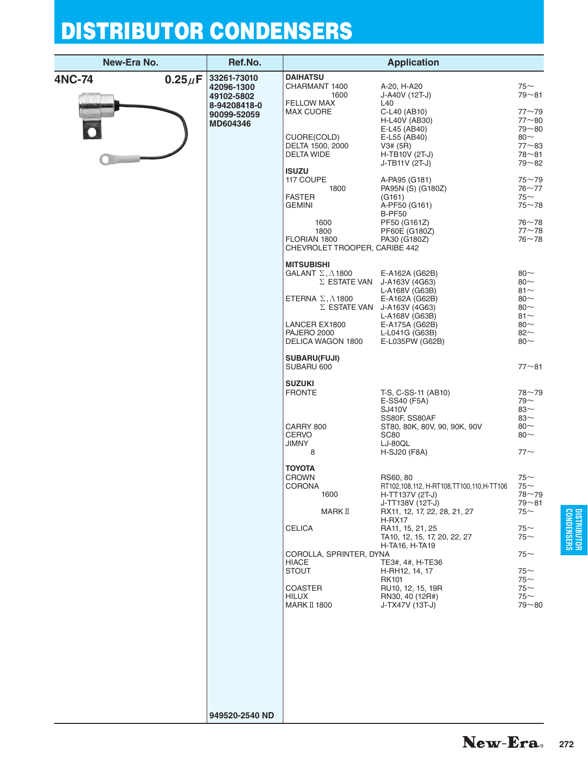# DISTRIBUTOR CONDENSERS

| New-Era No. | Ref.No. | Application | | |
|---|---|---|---|---|
| **4NC-74** **0.25μF** | **33261-73010** | **DAIHATSU** | | |
| | **42096-1300** | CHARMANT 1400 | A-20, H-A20 | 75~ |
| | **49102-5802** | 1600 | J-A40V (12T-J) | 79~81 |
| | **8-94208418-0** | FELLOW MAX | L40 | |
| | **90099-52059** | MAX CUORE | C-L40 (AB10) | 77~79 |
| | **MD604346** | | H-L40V (AB30) | 77~80 |
| | | | E-L45 (AB40) | 79~80 |
| | | CUORE(COLD) | E-L55 (AB40) | 80~ |
| | | DELTA 1500, 2000 | V3# (5R) | 77~83 |
| | | DELTA WIDE | H-TB10V (2T-J) | 78~81 |
| | | | J-TB11V (2T-J) | 79~82 |
| | | **ISUZU** | | |
| | | 117 COUPE | A-PA95 (G181) | 75~79 |
| | | 1800 | PA95N (S) (G180Z) | 76~77 |
| | | FASTER | (G161) | 75~ |
| | | GEMINI | A-PF50 (G161) | 75~78 |
| | | | B-PF50 | |
| | | 1600 | PF50 (G161Z) | 76~78 |
| | | 1800 | PF60E (G180Z) | 77~78 |
| | | FLORIAN 1800 | PA30 (G180Z) | 76~78 |
| | | CHEVROLET TROOPER, CARIBE 442 | | |
| | | **MITSUBISHI** | | |
| | | GALANT Σ, Λ 1800 | E-A162A (G62B) | 80~ |
| | | Σ ESTATE VAN | J-A163V (4G63) | 80~ |
| | | | L-A168V (G63B) | 81~ |
| | | ETERNA Σ, Λ 1800 | E-A162A (G62B) | 80~ |
| | | Σ ESTATE VAN | J-A163V (4G63) | 80~ |
| | | | L-A168V (G63B) | 81~ |
| | | LANCER EX1800 | E-A175A (G62B) | 80~ |
| | | PAJERO 2000 | L-L041G (G63B) | 82~ |
| | | DELICA WAGON 1800 | E-L035PW (G62B) | 80~ |
| | | **SUBARU(FUJI)** | | |
| | | SUBARU 600 | | 77~81 |
| | | **SUZUKI** | | |
| | | FRONTE | T-S, C-SS-11 (AB10) | 78~79 |
| | | | E-SS40 (F5A) | 79~ |
| | | | SJ410V | 83~ |
| | | | SS80F, SS80AF | 83~ |
| | | CARRY 800 | ST80, 80K, 80V, 90, 90K, 90V | 80~ |
| | | CERVO | SC80 | 80~ |
| | | JIMNY | LJ-80QL | |
| | | 8 | H-SJ20 (F8A) | 77~ |
| | | **TOYOTA** | | |
| | | CROWN | RS60, 80 | 75~ |
| | | CORONA | RT102,108,112, H-RT108,TT100,110,H-TT106 | 75~ |
| | | 1600 | H-TT137V (2T-J) | 78~79 |
| | | | J-TT138V (12T-J) | 79~81 |
| | | MARK II | RX11, 12, 17, 22, 28, 21, 27 | 75~ |
| | | | H-RX17 | |
| | | CELICA | RA11, 15, 21, 25 | 75~ |
| | | | TA10, 12, 15, 17, 20, 22, 27 | 75~ |
| | | | H-TA16, H-TA19 | |
| | | COROLLA, SPRINTER, DYNA | | 75~ |
| | | HIACE | TE3#, 4#, H-TE36 | |
| | | STOUT | H-RH12, 14, 17 | 75~ |
| | | | RK101 | 75~ |
| | | COASTER | RU10, 12, 15, 19R | 75~ |
| | | HILUX | RN30, 40 (12R#) | 75~ |
| | | MARK II 1800 | J-TX47V (13T-J) | 79~80 |
| | **949520-2540 ND** | | | |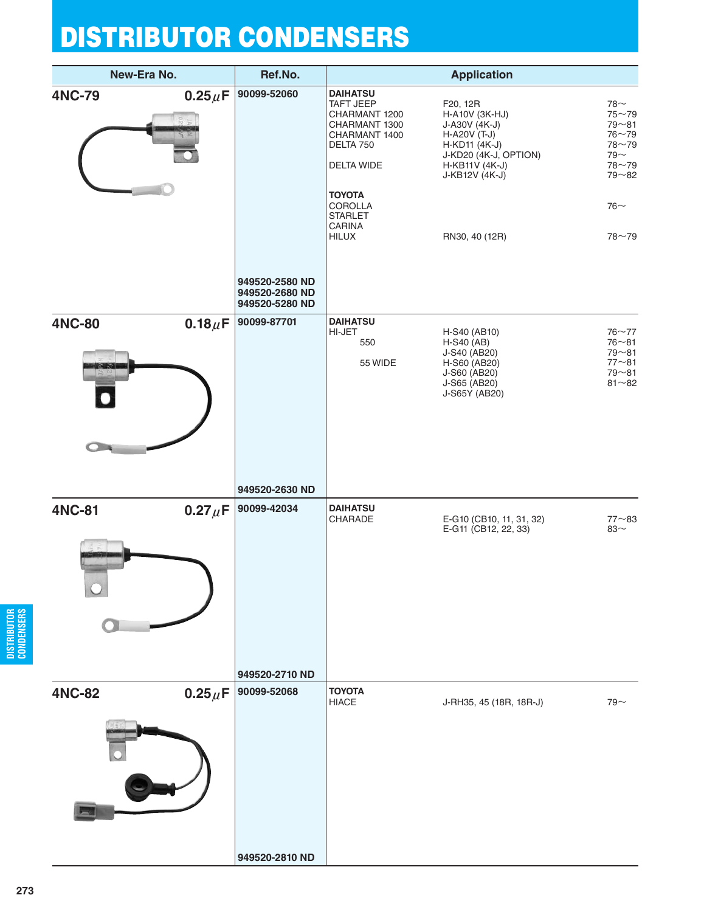# DISTRIBUTOR CONDENSERS

| New-Era No. | | Ref.No. | Application | | |
|---|---|---|---|---|---|
| **4NC-79** | **0.25$\mu$F** | **90099-52060** | **DAIHATSU** | | |
| | | | TAFT JEEP | F20, 12R | 78~ |
| | | | CHARMANT 1200 | H-A10V (3K-HJ) | 75~79 |
| | | | CHARMANT 1300 | J-A30V (4K-J) | 79~81 |
| | | | CHARMANT 1400 | H-A20V (T-J) | 76~79 |
| | | | DELTA 750 | H-KD11 (4K-J) | 78~79 |
| | | | | J-KD20 (4K-J, OPTION) | 79~ |
| | | | DELTA WIDE | H-KB11V (4K-J) | 78~79 |
| | | | | J-KB12V (4K-J) | 79~82 |
| | | | **TOYOTA** | | |
| | | | COROLLA | | 76~ |
| | | | STARLET | | |
| | | | CARINA | | |
| | | | HILUX | RN30, 40 (12R) | 78~79 |
| | | **949520-2580 ND** | | | |
| | | **949520-2680 ND** | | | |
| | | **949520-5280 ND** | | | |
| **4NC-80** | **0.18$\mu$F** | **90099-87701** | **DAIHATSU** | | |
| | | | HI-JET | H-S40 (AB10) | 76~77 |
| | | | 550 | H-S40 (AB) | 76~81 |
| | | | | J-S40 (AB20) | 79~81 |
| | | | 55 WIDE | H-S60 (AB20) | 77~81 |
| | | | | J-S60 (AB20) | 79~81 |
| | | | | J-S65 (AB20) | 81~82 |
| | | | | J-S65Y (AB20) | |
| | | **949520-2630 ND** | | | |
| **4NC-81** | **0.27$\mu$F** | **90099-42034** | **DAIHATSU** | | |
| | | | CHARADE | E-G10 (CB10, 11, 31, 32) | 77~83 |
| | | | | E-G11 (CB12, 22, 33) | 83~ |
| | | **949520-2710 ND** | | | |
| **4NC-82** | **0.25$\mu$F** | **90099-52068** | **TOYOTA** | | |
| | | | HIACE | J-RH35, 45 (18R, 18R-J) | 79~ |
| | | **949520-2810 ND** | | | |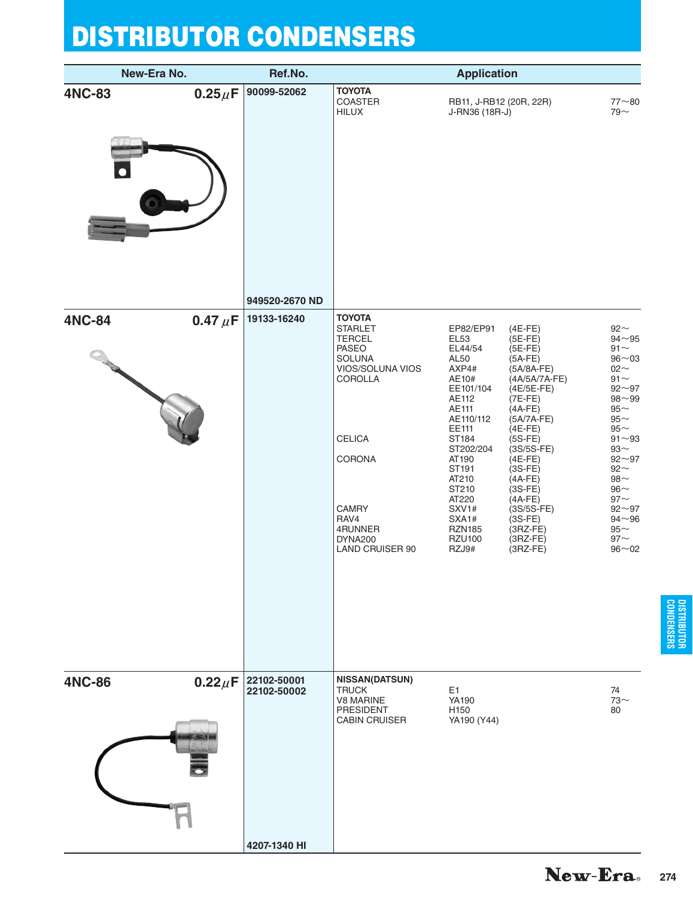# DISTRIBUTOR CONDENSERS

| New-Era No. | | Ref.No. | Application | | | |
|---|---|---|---|---|---|---|
| **4NC-83** | **0.25$\mu$F** | **90099-52062** | **TOYOTA** | | | |
| | | | COASTER | RB11, J-RB12 (20R, 22R) | | 77～80 |
| | | | HILUX | J-RN36 (18R-J) | | 79～ |
| | | **949520-2670 ND** | | | | |
| **4NC-84** | **0.47 $\mu$F** | **19133-16240** | **TOYOTA** | | | |
| | | | STARLET | EP82/EP91 | (4E-FE) | 92～ |
| | | | TERCEL | EL53 | (5E-FE) | 94～95 |
| | | | PASEO | EL44/54 | (5E-FE) | 91～ |
| | | | SOLUNA | AL50 | (5A-FE) | 96～03 |
| | | | VIOS/SOLUNA VIOS | AXP4# | (5A/8A-FE) | 02～ |
| | | | COROLLA | AE10# | (4A/5A/7A-FE) | 91～ |
| | | | | EE101/104 | (4E/5E-FE) | 92～97 |
| | | | | AE112 | (7E-FE) | 98～99 |
| | | | | AE111 | (4A-FE) | 95～ |
| | | | | AE110/112 | (5A/7A-FE) | 95～ |
| | | | | EE111 | (4E-FE) | 95～ |
| | | | CELICA | ST184 | (5S-FE) | 91～93 |
| | | | | ST202/204 | (3S/5S-FE) | 93～ |
| | | | CORONA | AT190 | (4E-FE) | 92～97 |
| | | | | ST191 | (3S-FE) | 92～ |
| | | | | AT210 | (4A-FE) | 98～ |
| | | | | ST210 | (3S-FE) | 96～ |
| | | | | AT220 | (4A-FE) | 97～ |
| | | | CAMRY | SXV1# | (3S/5S-FE) | 92～97 |
| | | | RAV4 | SXA1# | (3S-FE) | 94～96 |
| | | | 4RUNNER | RZN185 | (3RZ-FE) | 95～ |
| | | | DYNA200 | RZU100 | (3RZ-FE) | 97～ |
| | | | LAND CRUISER 90 | RZJ9# | (3RZ-FE) | 96～02 |
| **4NC-86** | **0.22$\mu$F** | **22102-50001**<br>**22102-50002** | **NISSAN(DATSUN)** | | | |
| | | | TRUCK | E1 | | 74 |
| | | | V8 MARINE | YA190 | | 73～ |
| | | | PRESIDENT | H150 | | 80 |
| | | | CABIN CRUISER | YA190 (Y44) | | |
| | | **4207-1340 HI** | | | | |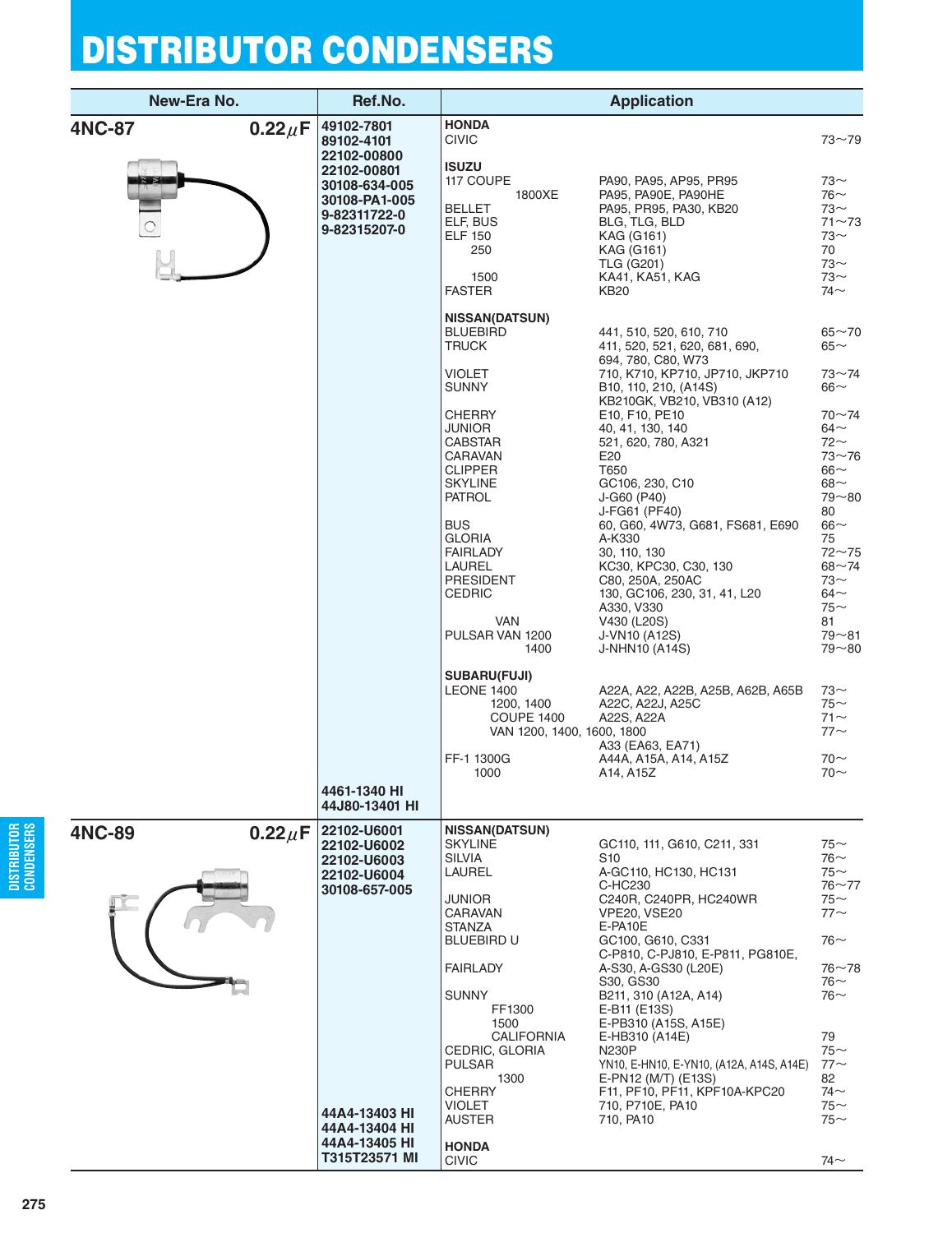# DISTRIBUTOR CONDENSERS

| New-Era No. | Ref.No. | Application | | |
|---|---|---|---|---|
| **4NC-87** **0.22μF** | **49102-7801** | **HONDA** | | |
| | **89102-4101** | CIVIC | | 73～79 |
| | **22102-00800** | | | |
| | **22102-00801** | **ISUZU** | | |
| | **30108-634-005** | 117 COUPE | PA90, PA95, AP95, PR95 | 73～ |
| | **30108-PA1-005** | 1800XE | PA95, PR95, PA90E, PA90HE | 76～ |
| | **9-82311722-0** | BELLET | PA95, PR95, PA30, KB20 | 73～ |
| | **9-82315207-0** | ELF, BUS | BLG, TLG, BLD | 71～73 |
| | | ELF 150 | KAG (G161) | 73～ |
| | | 250 | KAG (G161) | 70 |
| | | | TLG (G201) | 73～ |
| | | 1500 | KA41, KA51, KAG | 73～ |
| | | FASTER | KB20 | 74～ |
| | | **NISSAN(DATSUN)** | | |
| | | BLUEBIRD | 441, 510, 520, 610, 710 | 65～70 |
| | | TRUCK | 411, 520, 521, 620, 681, 690, 694, 780, C80, W73 | 65～ |
| | | VIOLET | 710, K710, KP710, JP710, JKP710 | 73～74 |
| | | SUNNY | B10, 110, 210, (A14S) | 66～ |
| | | | KB210GK, VB210, VB310 (A12) | |
| | | CHERRY | E10, F10, PE10 | 70～74 |
| | | JUNIOR | 40, 41, 130, 140 | 64～ |
| | | CABSTAR | 521, 620, 780, A321 | 72～ |
| | | CARAVAN | E20 | 73～76 |
| | | CLIPPER | T650 | 66～ |
| | | SKYLINE | GC106, 230, C10 | 68～ |
| | | PATROL | J-G60 (P40) | 79～80 |
| | | | J-FG61 (PF40) | 80 |
| | | BUS | 60, G60, 4W73, G681, FS681, E690 | 66～ |
| | | GLORIA | A-K330 | 75 |
| | | FAIRLADY | 30, 110, 130 | 72～75 |
| | | LAUREL | KC30, KPC30, C30, 130 | 68～74 |
| | | PRESIDENT | C80, 250A, 250AC | 73～ |
| | | CEDRIC | 130, GC106, 230, 31, 41, L20 | 64～ |
| | | | A330, V330 | 75～ |
| | | VAN | V430 (L20S) | 81 |
| | | PULSAR VAN 1200 | J-VN10 (A12S) | 79～81 |
| | | 1400 | J-NHN10 (A14S) | 79～80 |
| | | **SUBARU(FUJI)** | | |
| | | LEONE 1400 | A22A, A22, A22B, A25B, A62B, A65B | 73～ |
| | | 1200, 1400 | A22C, A22J, A25C | 75～ |
| | | COUPE 1400 | A22S, A22A | 71～ |
| | | VAN 1200, 1400, 1600, 1800 | | 77～ |
| | | | A33 (EA63, EA71) | |
| | | FF-1 1300G | A44A, A15A, A14, A15Z | 70～ |
| | | 1000 | A14, A15Z | 70～ |
| | **4461-1340 HI** | | | |
| | **44J80-13401 HI** | | | |
| **4NC-89** **0.22μF** | **22102-U6001** | **NISSAN(DATSUN)** | | |
| | **22102-U6002** | SKYLINE | GC110, 111, G610, C211, 331 | 75～ |
| | **22102-U6003** | SILVIA | S10 | 76～ |
| | **22102-U6004** | LAUREL | A-GC110, HC130, HC131 | 75～ |
| | **30108-657-005** | | C-HC230 | 76～77 |
| | | JUNIOR | C240R, C240PR, HC240WR | 75～ |
| | | CARAVAN | VPE20, VSE20 | 77～ |
| | | STANZA | E-PA10E | |
| | | BLUEBIRD U | GC100, G610, C331 | 76～ |
| | | | C-P810, C-PJ810, E-P811, PG810E, | |
| | | FAIRLADY | A-S30, A-GS30 (L20E) | 76～78 |
| | | | S30, GS30 | 76～ |
| | | SUNNY | B211, 310 (A12A, A14) | 76～ |
| | | FF1300 | E-B11 (E13S) | |
| | | 1500 | E-PB310 (A15S, A15E) | |
| | | CALIFORNIA | E-HB310 (A14E) | 79 |
| | | CEDRIC, GLORIA | N230P | 75～ |
| | | PULSAR | YN10, E-HN10, E-YN10, (A12A, A14S, A14E) | 77～ |
| | | 1300 | E-PN12 (M/T) (E13S) | 82 |
| | | CHERRY | F11, PF10, PF11, KPF10A-KPC20 | 74～ |
| | **44A4-13403 HI** | VIOLET | 710, P710E, PA10 | 75～ |
| | **44A4-13404 HI** | AUSTER | 710, PA10 | 75～ |
| | **44A4-13405 HI** | **HONDA** | | |
| | **T315T23571 MI** | CIVIC | | 74～ |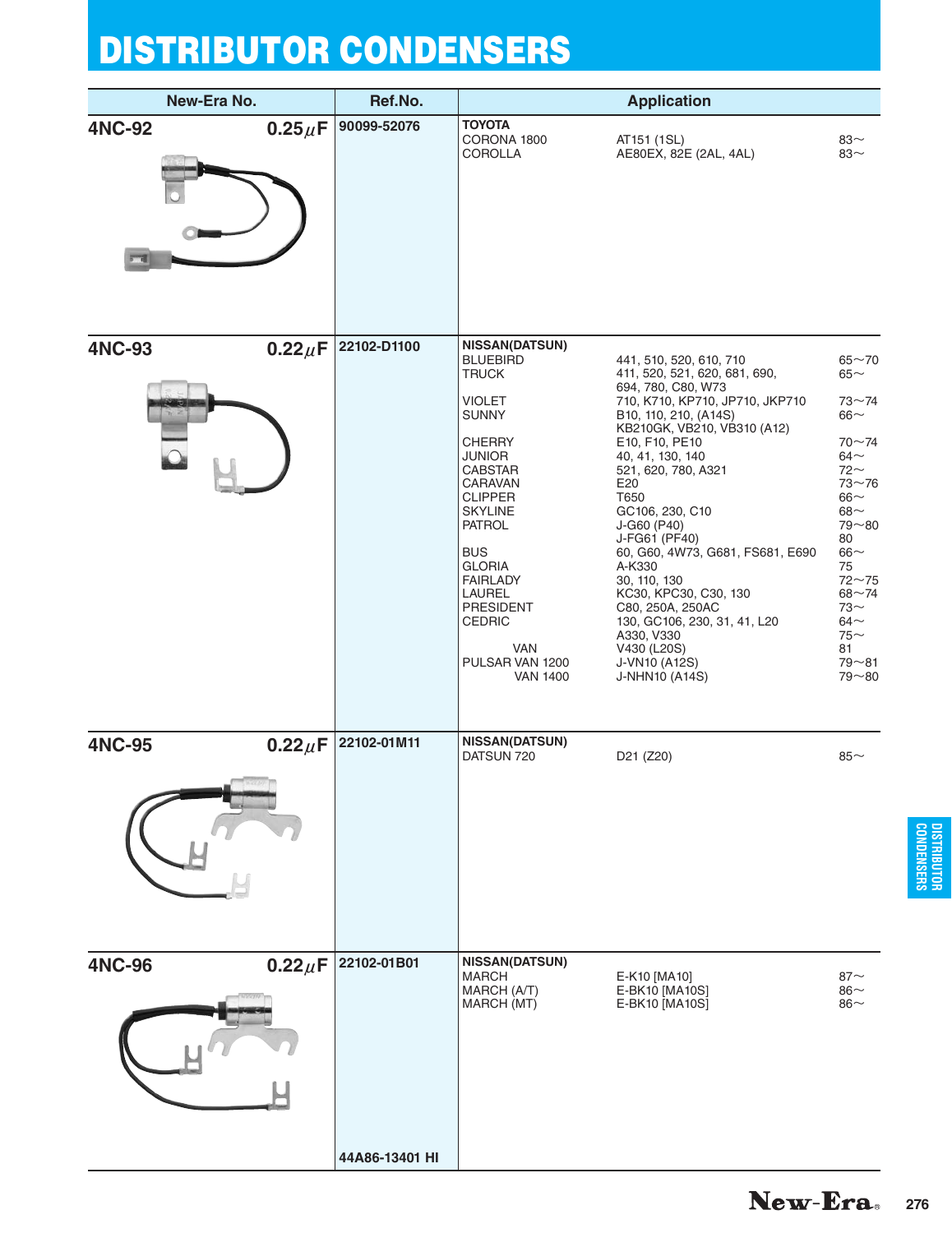# DISTRIBUTOR CONDENSERS

| New-Era No. | | Ref.No. | Application | | |
|---|---|---|---|---|---|
| **4NC-92** | **0.25μF** | **90099-52076** | **TOYOTA** | | |
| | | | CORONA 1800 | AT151 (1SL) | 83~ |
| | | | COROLLA | AE80EX, 82E (2AL, 4AL) | 83~ |
| **4NC-93** | **0.22μF** | **22102-D1100** | **NISSAN(DATSUN)** | | |
| | | | BLUEBIRD | 441, 510, 520, 610, 710 | 65~70 |
| | | | TRUCK | 411, 520, 521, 620, 681, 690, 694, 780, C80, W73 | 65~ |
| | | | VIOLET | 710, K710, KP710, JP710, JKP710 | 73~74 |
| | | | SUNNY | B10, 110, 210, (A14S) KB210GK, VB210, VB310 (A12) | 66~ |
| | | | CHERRY | E10, F10, PE10 | 70~74 |
| | | | JUNIOR | 40, 41, 130, 140 | 64~ |
| | | | CABSTAR | 521, 620, 780, A321 | 72~ |
| | | | CARAVAN | E20 | 73~76 |
| | | | CLIPPER | T650 | 66~ |
| | | | SKYLINE | GC106, 230, C10 | 68~ |
| | | | PATROL | J-G60 (P40) | 79~80 |
| | | | | J-FG61 (PF40) | 80 |
| | | | BUS | 60, G60, 4W73, G681, FS681, E690 | 66~ |
| | | | GLORIA | A-K330 | 75 |
| | | | FAIRLADY | 30, 110, 130 | 72~75 |
| | | | LAUREL | KC30, KPC30, C30, 130 | 68~74 |
| | | | PRESIDENT | C80, 250A, 250AC | 73~ |
| | | | CEDRIC | 130, GC106, 230, 31, 41, L20 | 64~ |
| | | | | A330, V330 | 75~ |
| | | | VAN | V430 (L20S) | 81 |
| | | | PULSAR VAN 1200 | J-VN10 (A12S) | 79~81 |
| | | | VAN 1400 | J-NHN10 (A14S) | 79~80 |
| **4NC-95** | **0.22μF** | **22102-01M11** | **NISSAN(DATSUN)** | | |
| | | | DATSUN 720 | D21 (Z20) | 85~ |
| **4NC-96** | **0.22μF** | **22102-01B01** | **NISSAN(DATSUN)** | | |
| | | | MARCH | E-K10 [MA10] | 87~ |
| | | | MARCH (A/T) | E-BK10 [MA10S] | 86~ |
| | | | MARCH (MT) | E-BK10 [MA10S] | 86~ |
| | | **44A86-13401 HI** | | | |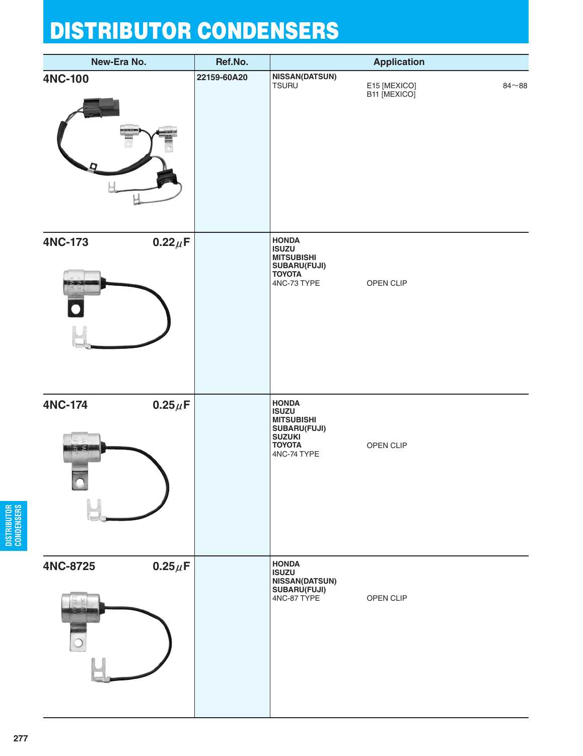# DISTRIBUTOR CONDENSERS

| New-Era No. | Ref.No. | Application | | |
|---|---|---|---|---|
| **4NC-100** | **22159-60A20** | **NISSAN(DATSUN)** | | |
| | | TSURU | E15 [MEXICO] | 84～88 |
| | | | B11 [MEXICO] | |
| **4NC-173** 0.22$\mu$F | | **HONDA** | | |
| | | **ISUZU** | | |
| | | **MITSUBISHI** | | |
| | | **SUBARU(FUJI)** | | |
| | | **TOYOTA** | | |
| | | 4NC-73 TYPE | OPEN CLIP | |
| **4NC-174** 0.25$\mu$F | | **HONDA** | | |
| | | **ISUZU** | | |
| | | **MITSUBISHI** | | |
| | | **SUBARU(FUJI)** | | |
| | | **SUZUKI** | | |
| | | **TOYOTA** | OPEN CLIP | |
| | | 4NC-74 TYPE | | |
| **4NC-8725** 0.25$\mu$F | | **HONDA** | | |
| | | **ISUZU** | | |
| | | **NISSAN(DATSUN)** | | |
| | | **SUBARU(FUJI)** | | |
| | | 4NC-87 TYPE | OPEN CLIP | |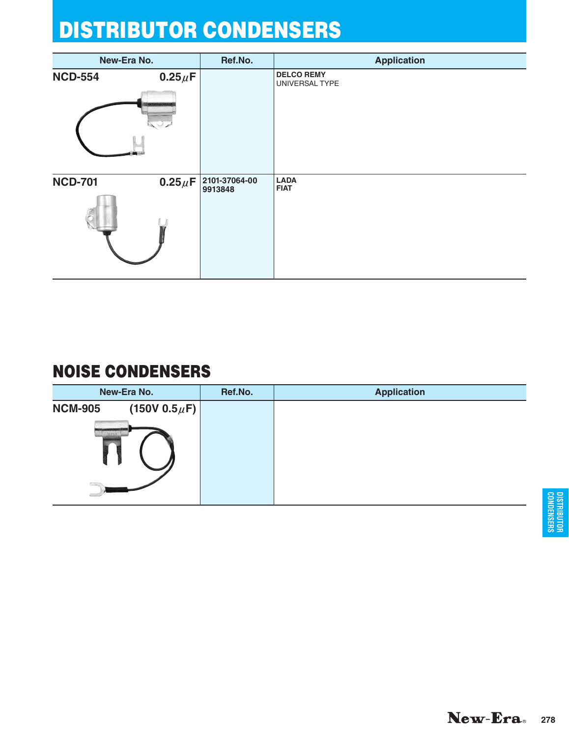# DISTRIBUTOR CONDENSERS

| New-Era No. | | Ref.No. | Application |
|---|---|---|---|
| **NCD-554** | **0.25$\mu$F** | | **DELCO REMY**<br>UNIVERSAL TYPE |
| **NCD-701** | **0.25$\mu$F** | **2101-37064-00**<br>**9913848** | **LADA**<br>**FIAT** |

# NOISE CONDENSERS

| New-Era No. | | Ref.No. | Application |
|---|---|---|---|
| **NCM-905** | **(150V 0.5$\mu$F)** | | |